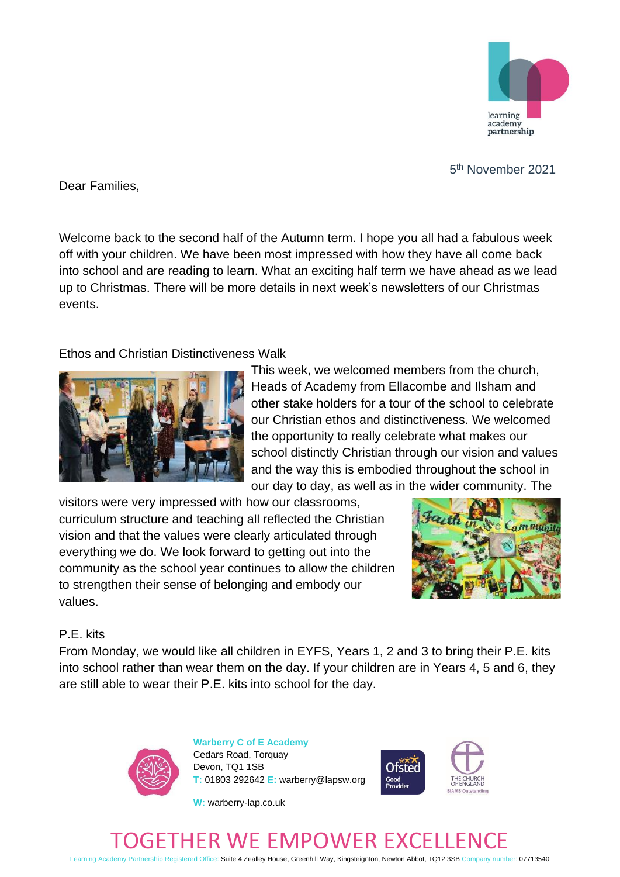5th November 2021

Dear Families,

Welcome back to the second half of the Autumn term. I hope you all had a fabulous week off with your children. We have been most impressed with how they have all come back into school and are reading to learn. What an exciting half term we have ahead as we lead up to Christmas. There will be more details in next week's newsletters of our Christmas events.

## Ethos and Christian Distinctiveness Walk

This week, we welcomed members from the church, Heads of Academy from Ellacombe and Ilsham and other stake holders for a tour of the school to celebrate our Christian ethos and distinctiveness. We welcomed the opportunity to really celebrate what makes our school distinctly Christian through our vision and values and the way this is embodied throughout the school in our day to day, as well as in the wider community. The visitors were very impressed with how our classrooms, curriculum structure and teaching all reflected the Christian vision and that the values were clearly articulated through everything we do. We look forward to getting out into the community as the school year continues to allow the children to strengthen their sense of belonging and embody our values.

## P.E. kits

From Monday, we would like all children in EYFS, Years 1, 2 and 3 to bring their P.E. kits into school rather than wear them on the day. If your children are in Years 4, 5 and 6, they are still able to wear their P.E. kits into school for the day.

**Warberry C of E Academy**
Cedars Road, Torquay
Devon, TQ1 1SB
T: 01803 292642 E: warberry@lapsw.org
W: warberry-lap.co.uk

TOGETHER WE EMPOWER EXCELLENCE

Learning Academy Partnership Registered Office: Suite 4 Zealley House, Greenhill Way, Kingsteignton, Newton Abbot, TQ12 3SB Company number: 07713540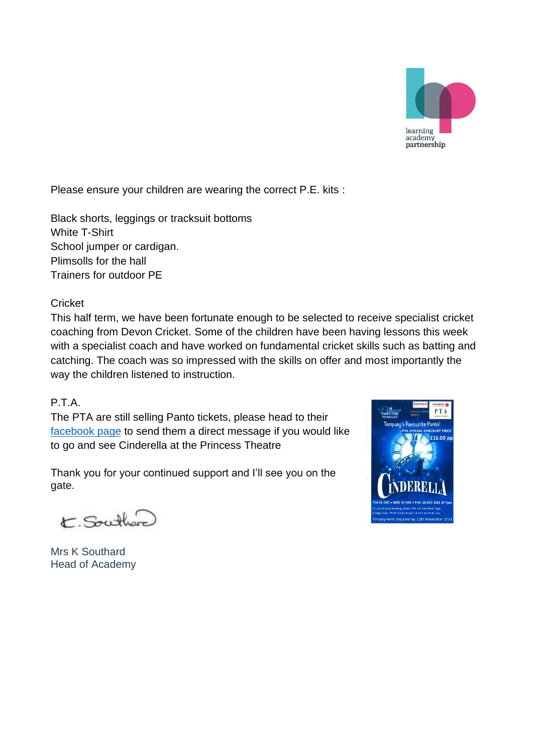Please ensure your children are wearing the correct P.E. kits :

Black shorts, leggings or tracksuit bottoms
White T-Shirt
School jumper or cardigan.
Plimsolls for the hall
Trainers for outdoor PE

Cricket

This half term, we have been fortunate enough to be selected to receive specialist cricket coaching from Devon Cricket. Some of the children have been having lessons this week with a specialist coach and have worked on fundamental cricket skills such as batting and catching. The coach was so impressed with the skills on offer and most importantly the way the children listened to instruction.

P.T.A.

The PTA are still selling Panto tickets, please head to their facebook page to send them a direct message if you would like to go and see Cinderella at the Princess Theatre

Thank you for your continued support and I'll see you on the gate.

Mrs K Southard
Head of Academy